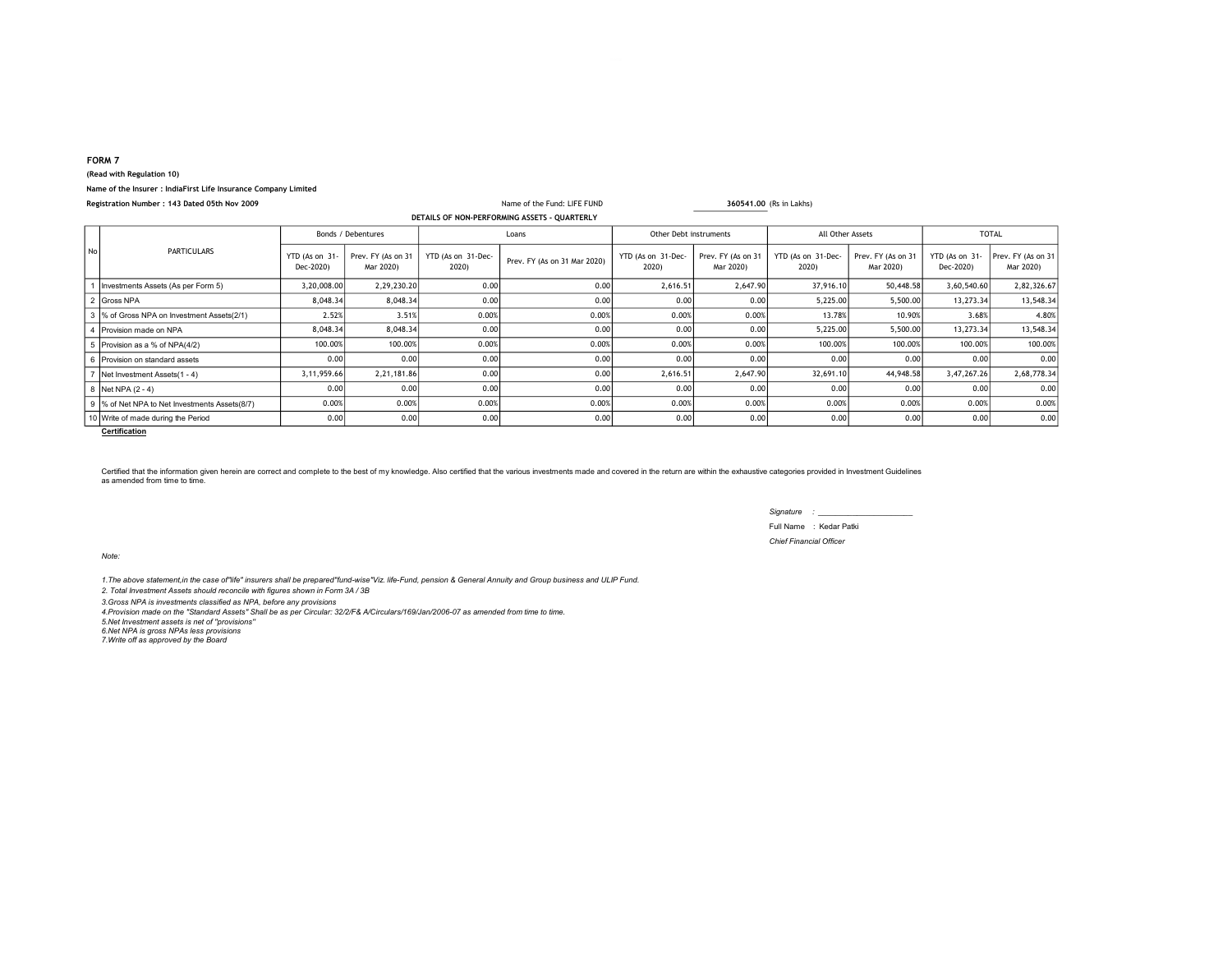**FORM 7**

**(Read with Regulation 10)**

**Name of the Insurer : IndiaFirst Life Insurance Company Limited**

**Registration Number : 143 Dated 05th Nov 2009**

Name of the Fund: LIFE FUND **360541.00** (Rs in Lakhs)

**DETAILS OF NON-PERFORMING ASSETS - QUARTERLY**

| No | PARTICULARS | Bonds / Debentures | | Loans | | Other Debt instruments | | All Other Assets | | TOTAL | |
|---|---|---|---|---|---|---|---|---|---|---|---|
| | | YTD (As on 31-Dec-2020) | Prev. FY (As on 31 Mar 2020) | YTD (As on 31-Dec-2020) | Prev. FY (As on 31 Mar 2020) | YTD (As on 31-Dec-2020) | Prev. FY (As on 31 Mar 2020) | YTD (As on 31-Dec-2020) | Prev. FY (As on 31 Mar 2020) | YTD (As on 31-Dec-2020) | Prev. FY (As on 31 Mar 2020) |
| 1 | Investments Assets (As per Form 5) | 3,20,008.00 | 2,29,230.20 | 0.00 | 0.00 | 2,616.51 | 2,647.90 | 37,916.10 | 50,448.58 | 3,60,540.60 | 2,82,326.67 |
| 2 | Gross NPA | 8,048.34 | 8,048.34 | 0.00 | 0.00 | 0.00 | 0.00 | 5,225.00 | 5,500.00 | 13,273.34 | 13,548.34 |
| 3 | % of Gross NPA on Investment Assets(2/1) | 2.52% | 3.51% | 0.00% | 0.00% | 0.00% | 0.00% | 13.78% | 10.90% | 3.68% | 4.80% |
| 4 | Provision made on NPA | 8,048.34 | 8,048.34 | 0.00 | 0.00 | 0.00 | 0.00 | 5,225.00 | 5,500.00 | 13,273.34 | 13,548.34 |
| 5 | Provision as a % of NPA(4/2) | 100.00% | 100.00% | 0.00% | 0.00% | 0.00% | 0.00% | 100.00% | 100.00% | 100.00% | 100.00% |
| 6 | Provision on standard assets | 0.00 | 0.00 | 0.00 | 0.00 | 0.00 | 0.00 | 0.00 | 0.00 | 0.00 | 0.00 |
| 7 | Net Investment Assets(1 - 4) | 3,11,959.66 | 2,21,181.86 | 0.00 | 0.00 | 2,616.51 | 2,647.90 | 32,691.10 | 44,948.58 | 3,47,267.26 | 2,68,778.34 |
| 8 | Net NPA (2 - 4) | 0.00 | 0.00 | 0.00 | 0.00 | 0.00 | 0.00 | 0.00 | 0.00 | 0.00 | 0.00 |
| 9 | % of Net NPA to Net Investments Assets(8/7) | 0.00% | 0.00% | 0.00% | 0.00% | 0.00% | 0.00% | 0.00% | 0.00% | 0.00% | 0.00% |
| 10 | Write of made during the Period | 0.00 | 0.00 | 0.00 | 0.00 | 0.00 | 0.00 | 0.00 | 0.00 | 0.00 | 0.00 |

**Certification**

Certified that the information given herein are correct and complete to the best of my knowledge. Also certified that the various investments made and covered in the return are within the exhaustive categories provided in Investment Guidelines as amended from time to time.

*Signature* : ______________________

Full Name : Kedar Patki

*Chief Financial Officer*

*Note:*

*1.The above statement,in the case of"life" insurers shall be prepared"fund-wise"Viz. life-Fund, pension & General Annuity and Group business and ULIP Fund.*

*2. Total Investment Assets should reconcile with figures shown in Form 3A / 3B*

*3.Gross NPA is investments classified as NPA, before any provisions*

*4.Provision made on the "Standard Assets" Shall be as per Circular: 32/2/F& A/Circulars/169/Jan/2006-07 as amended from time to time.*

*5.Net Investment assets is net of "provisions"*

*6.Net NPA is gross NPAs less provisions*

*7.Write off as approved by the Board*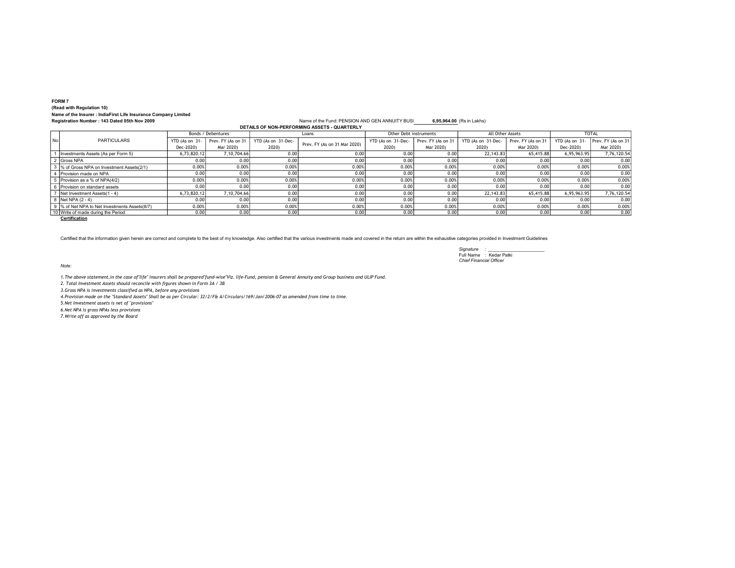**FORM 7**

**(Read with Regulation 10)**

**Name of the Insurer : IndiaFirst Life Insurance Company Limited**

**Registration Number : 143 Dated 05th Nov 2009**

Name of the Fund: PENSION AND GEN ANNUITY BUSI **6,95,964.00** (Rs in Lakhs)

**DETAILS OF NON-PERFORMING ASSETS - QUARTERLY**

| No | PARTICULARS | Bonds / Debentures | | Loans | | Other Debt instruments | | All Other Assets | | TOTAL | |
|---|---|---|---|---|---|---|---|---|---|---|---|
| | | YTD (As on 31-Dec-2020) | Prev. FY (As on 31 Mar 2020) | YTD (As on 31-Dec-2020) | Prev. FY (As on 31 Mar 2020) | YTD (As on 31-Dec-2020) | Prev. FY (As on 31 Mar 2020) | YTD (As on 31-Dec-2020) | Prev. FY (As on 31 Mar 2020) | YTD (As on 31-Dec-2020) | Prev. FY (As on 31 Mar 2020) |
| 1 | Investments Assets (As per Form 5) | 6,73,820.12 | 7,10,704.66 | 0.00 | 0.00 | 0.00 | 0.00 | 22,143.83 | 65,415.88 | 6,95,963.95 | 7,76,120.54 |
| 2 | Gross NPA | 0.00 | 0.00 | 0.00 | 0.00 | 0.00 | 0.00 | 0.00 | 0.00 | 0.00 | 0.00 |
| 3 | % of Gross NPA on Investment Assets(2/1) | 0.00% | 0.00% | 0.00% | 0.00% | 0.00% | 0.00% | 0.00% | 0.00% | 0.00% | 0.00% |
| 4 | Provision made on NPA | 0.00 | 0.00 | 0.00 | 0.00 | 0.00 | 0.00 | 0.00 | 0.00 | 0.00 | 0.00 |
| 5 | Provision as a % of NPA(4/2) | 0.00% | 0.00% | 0.00% | 0.00% | 0.00% | 0.00% | 0.00% | 0.00% | 0.00% | 0.00% |
| 6 | Provision on standard assets | 0.00 | 0.00 | 0.00 | 0.00 | 0.00 | 0.00 | 0.00 | 0.00 | 0.00 | 0.00 |
| 7 | Net Investment Assets(1 - 4) | 6,73,820.12 | 7,10,704.66 | 0.00 | 0.00 | 0.00 | 0.00 | 22,143.83 | 65,415.88 | 6,95,963.95 | 7,76,120.54 |
| 8 | Net NPA (2 - 4) | 0.00 | 0.00 | 0.00 | 0.00 | 0.00 | 0.00 | 0.00 | 0.00 | 0.00 | 0.00 |
| 9 | % of Net NPA to Net Investments Assets(8/7) | 0.00% | 0.00% | 0.00% | 0.00% | 0.00% | 0.00% | 0.00% | 0.00% | 0.00% | 0.00% |
| 10 | Write of made during the Period | 0.00 | 0.00 | 0.00 | 0.00 | 0.00 | 0.00 | 0.00 | 0.00 | 0.00 | 0.00 |

**Certification**

Certified that the information given herein are correct and complete to the best of my knowledge. Also certified that the various investments made and covered in the return are within the exhaustive categories provided in Investment Guidelines

*Signature :* ____________________

Full Name : Kedar Patki

*Chief Financial Officer*

*Note:*

*1.The above statement,in the case of"life" insurers shall be prepared"fund-wise"Viz. life-Fund, pension & General Annuity and Group business and ULIP Fund.*

*2. Total Investment Assets should reconcile with figures shown in Form 3A / 3B*

*3.Gross NPA is investments classified as NPA, before any provisions*

*4.Provision made on the "Standard Assets" Shall be as per Circular: 32/2/F& A/Circulars/169/Jan/2006-07 as amended from time to time.*

*5.Net Investment assets is net of ''provisions''*

*6.Net NPA is gross NPAs less provisions*

*7.Write off as approved by the Board*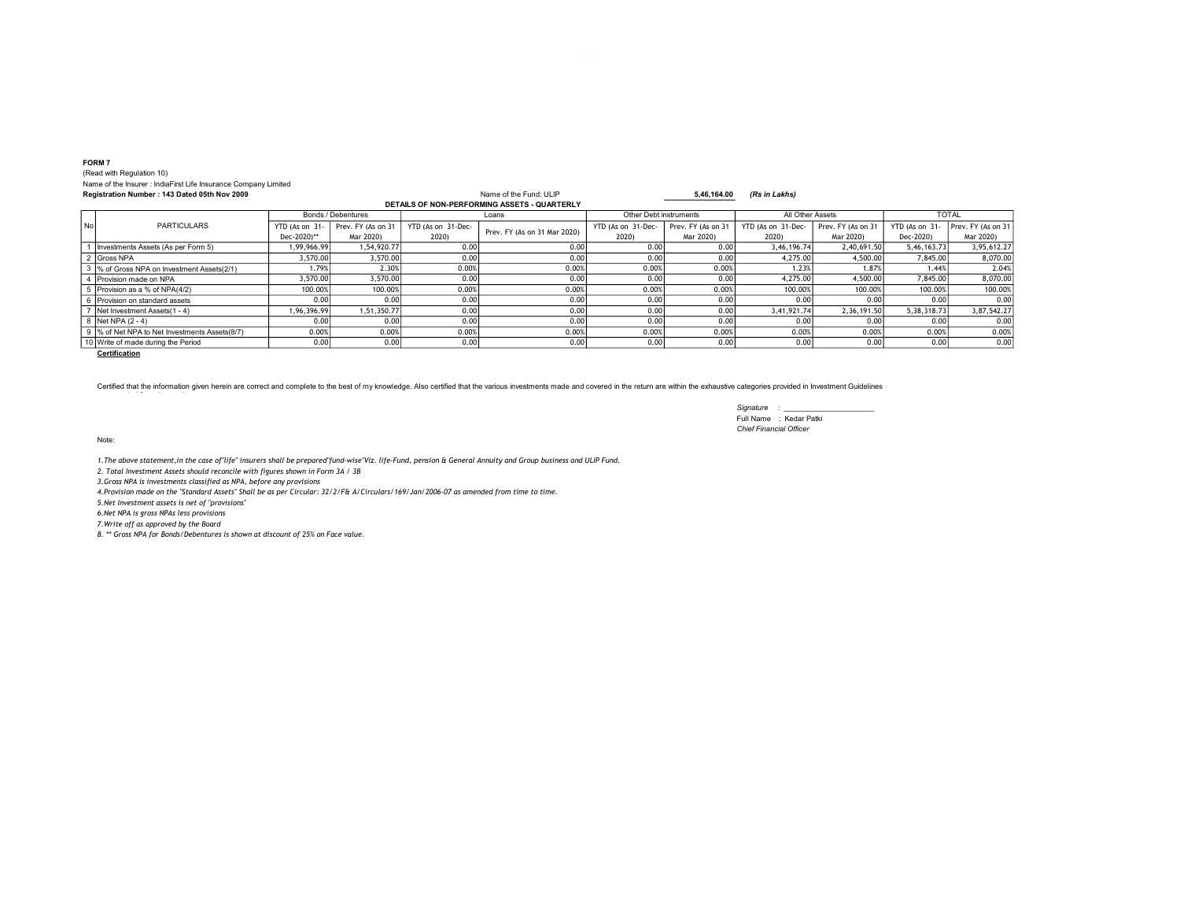**FORM 7**

(Read with Regulation 10)

Name of the Insurer : IndiaFirst Life Insurance Company Limited

**Registration Number : 143 Dated 05th Nov 2009**

Name of the Fund: ULIP **5,46,164.00** ***(Rs in Lakhs)***

**DETAILS OF NON-PERFORMING ASSETS - QUARTERLY**

| No | PARTICULARS | Bonds / Debentures | | Loans | | Other Debt instruments | | All Other Assets | | TOTAL | |
|---|---|---|---|---|---|---|---|---|---|---|---|
| | | YTD (As on 31-Dec-2020)** | Prev. FY (As on 31 Mar 2020) | YTD (As on 31-Dec-2020) | Prev. FY (As on 31 Mar 2020) | YTD (As on 31-Dec-2020) | Prev. FY (As on 31 Mar 2020) | YTD (As on 31-Dec-2020) | Prev. FY (As on 31 Mar 2020) | YTD (As on 31-Dec-2020) | Prev. FY (As on 31 Mar 2020) |
| 1 | Investments Assets (As per Form 5) | 1,99,966.99 | 1,54,920.77 | 0.00 | 0.00 | 0.00 | 0.00 | 3,46,196.74 | 2,40,691.50 | 5,46,163.73 | 3,95,612.27 |
| 2 | Gross NPA | 3,570.00 | 3,570.00 | 0.00 | 0.00 | 0.00 | 0.00 | 4,275.00 | 4,500.00 | 7,845.00 | 8,070.00 |
| 3 | % of Gross NPA on Investment Assets(2/1) | 1.79% | 2.30% | 0.00% | 0.00% | 0.00% | 0.00% | 1.23% | 1.87% | 1.44% | 2.04% |
| 4 | Provision made on NPA | 3,570.00 | 3,570.00 | 0.00 | 0.00 | 0.00 | 0.00 | 4,275.00 | 4,500.00 | 7,845.00 | 8,070.00 |
| 5 | Provision as a % of NPA(4/2) | 100.00% | 100.00% | 0.00% | 0.00% | 0.00% | 0.00% | 100.00% | 100.00% | 100.00% | 100.00% |
| 6 | Provision on standard assets | 0.00 | 0.00 | 0.00 | 0.00 | 0.00 | 0.00 | 0.00 | 0.00 | 0.00 | 0.00 |
| 7 | Net Investment Assets(1 - 4) | 1,96,396.99 | 1,51,350.77 | 0.00 | 0.00 | 0.00 | 0.00 | 3,41,921.74 | 2,36,191.50 | 5,38,318.73 | 3,87,542.27 |
| 8 | Net NPA (2 - 4) | 0.00 | 0.00 | 0.00 | 0.00 | 0.00 | 0.00 | 0.00 | 0.00 | 0.00 | 0.00 |
| 9 | % of Net NPA to Net Investments Assets(8/7) | 0.00% | 0.00% | 0.00% | 0.00% | 0.00% | 0.00% | 0.00% | 0.00% | 0.00% | 0.00% |
| 10 | Write of made during the Period | 0.00 | 0.00 | 0.00 | 0.00 | 0.00 | 0.00 | 0.00 | 0.00 | 0.00 | 0.00 |

**Certification**

Certified that the information given herein are correct and complete to the best of my knowledge. Also certified that the various investments made and covered in the return are within the exhaustive categories provided in Investment Guidelines

*Signature* : ______________________

Full Name : Kedar Patki

*Chief Financial Officer*

Note:

*1.The above statement,in the case of"life" insurers shall be prepared"fund-wise"Viz. life-Fund, pension & General Annuity and Group business and ULIP Fund.*

*2. Total Investment Assets should reconcile with figures shown in Form 3A / 3B*

*3.Gross NPA is investments classified as NPA, before any provisions*

*4.Provision made on the "Standard Assets" Shall be as per Circular: 32/2/F& A/Circulars/169/Jan/2006-07 as amended from time to time.*

*5.Net Investment assets is net of "provisions"*

*6.Net NPA is gross NPAs less provisions*

*7.Write off as approved by the Board*

*8. ** Gross NPA for Bonds/Debentures is shown at discount of 25% on Face value.*